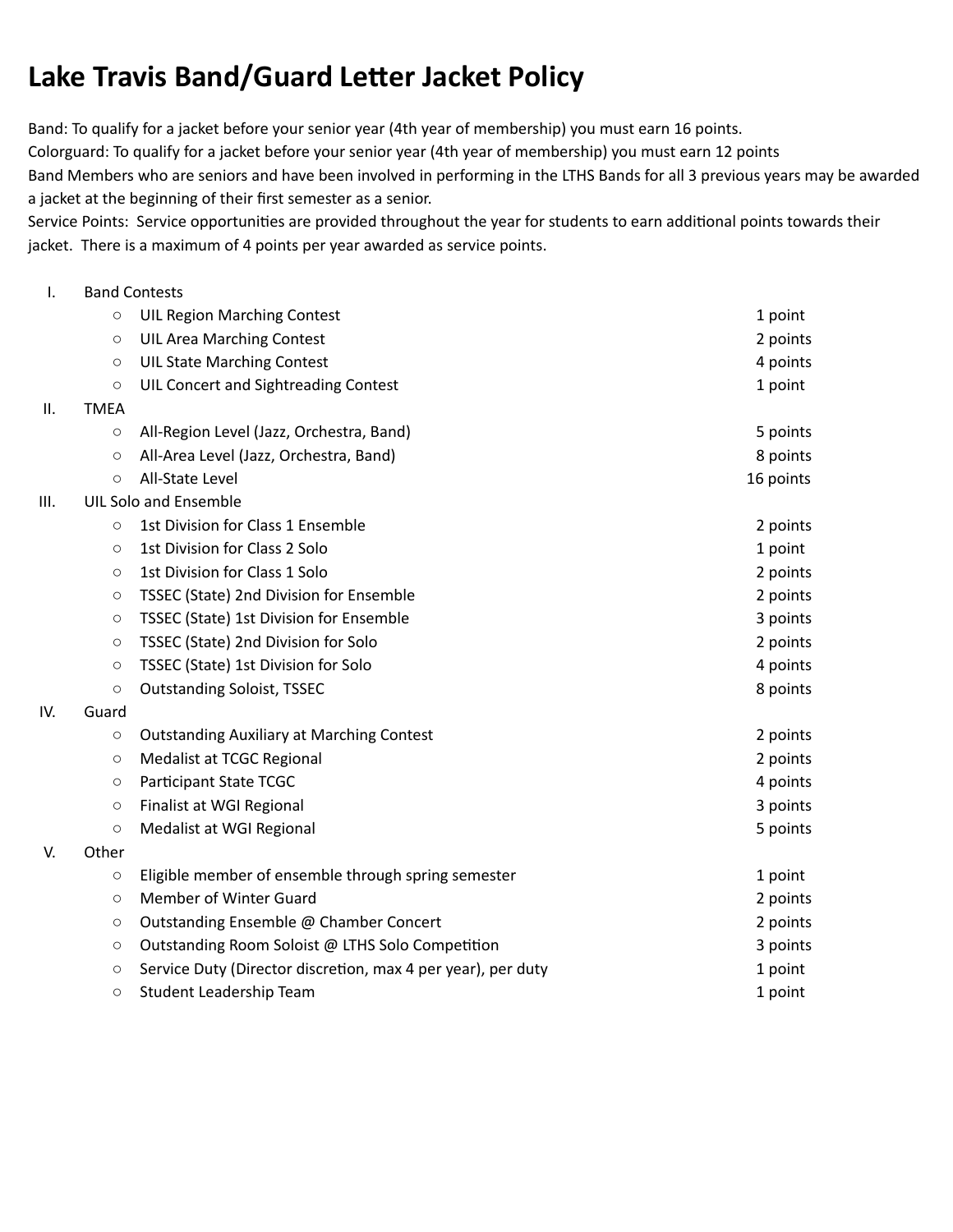# Lake Travis Band/Guard Letter Jacket Policy

Band: To qualify for a jacket before your senior year (4th year of membership) you must earn 16 points.
Colorguard: To qualify for a jacket before your senior year (4th year of membership) you must earn 12 points
Band Members who are seniors and have been involved in performing in the LTHS Bands for all 3 previous years may be awarded a jacket at the beginning of their first semester as a senior.
Service Points: Service opportunities are provided throughout the year for students to earn additional points towards their jacket. There is a maximum of 4 points per year awarded as service points.

I. Band Contests
   - UIL Region Marching Contest — 1 point
   - UIL Area Marching Contest — 2 points
   - UIL State Marching Contest — 4 points
   - UIL Concert and Sightreading Contest — 1 point

II. TMEA
   - All-Region Level (Jazz, Orchestra, Band) — 5 points
   - All-Area Level (Jazz, Orchestra, Band) — 8 points
   - All-State Level — 16 points

III. UIL Solo and Ensemble
   - 1st Division for Class 1 Ensemble — 2 points
   - 1st Division for Class 2 Solo — 1 point
   - 1st Division for Class 1 Solo — 2 points
   - TSSEC (State) 2nd Division for Ensemble — 2 points
   - TSSEC (State) 1st Division for Ensemble — 3 points
   - TSSEC (State) 2nd Division for Solo — 2 points
   - TSSEC (State) 1st Division for Solo — 4 points
   - Outstanding Soloist, TSSEC — 8 points

IV. Guard
   - Outstanding Auxiliary at Marching Contest — 2 points
   - Medalist at TCGC Regional — 2 points
   - Participant State TCGC — 4 points
   - Finalist at WGI Regional — 3 points
   - Medalist at WGI Regional — 5 points

V. Other
   - Eligible member of ensemble through spring semester — 1 point
   - Member of Winter Guard — 2 points
   - Outstanding Ensemble @ Chamber Concert — 2 points
   - Outstanding Room Soloist @ LTHS Solo Competition — 3 points
   - Service Duty (Director discretion, max 4 per year), per duty — 1 point
   - Student Leadership Team — 1 point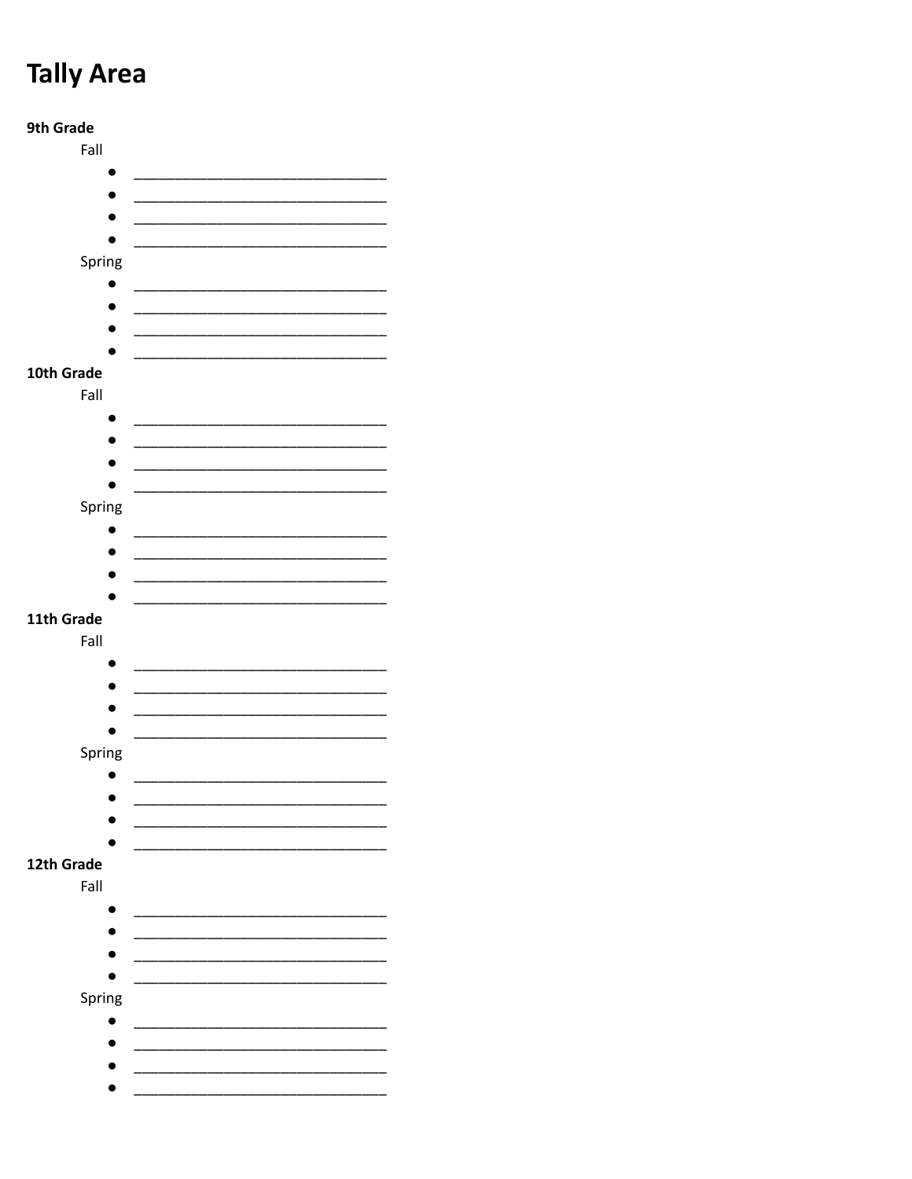# Tally Area

**9th Grade**

Fall

- _______________________________
- _______________________________
- _______________________________
- _______________________________

Spring

- _______________________________
- _______________________________
- _______________________________
- _______________________________

**10th Grade**

Fall

- _______________________________
- _______________________________
- _______________________________
- _______________________________

Spring

- _______________________________
- _______________________________
- _______________________________
- _______________________________

**11th Grade**

Fall

- _______________________________
- _______________________________
- _______________________________
- _______________________________

Spring

- _______________________________
- _______________________________
- _______________________________
- _______________________________

**12th Grade**

Fall

- _______________________________
- _______________________________
- _______________________________
- _______________________________

Spring

- _______________________________
- _______________________________
- _______________________________
- _______________________________